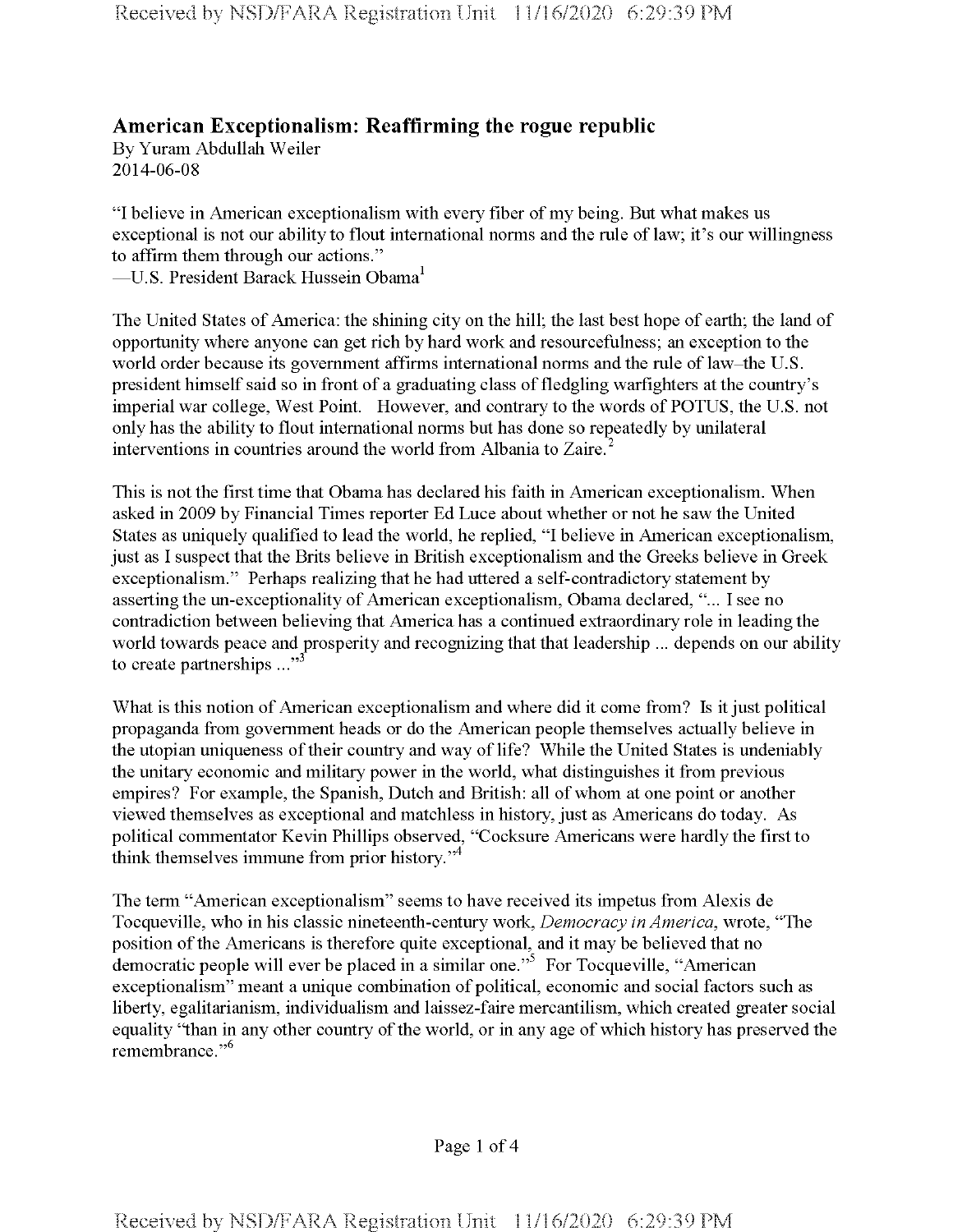## American Exceptionalism: Reaffirming the rogue republic

By Yuram Abdullah Weiler
2014-06-08

"I believe in American exceptionalism with every fiber of my being. But what makes us exceptional is not our ability to flout international norms and the rule of law; it's our willingness to affirm them through our actions."
—U.S. President Barack Hussein Obama[1]

The United States of America: the shining city on the hill; the last best hope of earth; the land of opportunity where anyone can get rich by hard work and resourcefulness; an exception to the world order because its government affirms international norms and the rule of law–the U.S. president himself said so in front of a graduating class of fledgling warfighters at the country's imperial war college, West Point. However, and contrary to the words of POTUS, the U.S. not only has the ability to flout international norms but has done so repeatedly by unilateral interventions in countries around the world from Albania to Zaire.[2]

This is not the first time that Obama has declared his faith in American exceptionalism. When asked in 2009 by Financial Times reporter Ed Luce about whether or not he saw the United States as uniquely qualified to lead the world, he replied, "I believe in American exceptionalism, just as I suspect that the Brits believe in British exceptionalism and the Greeks believe in Greek exceptionalism." Perhaps realizing that he had uttered a self-contradictory statement by asserting the un-exceptionality of American exceptionalism, Obama declared, "... I see no contradiction between believing that America has a continued extraordinary role in leading the world towards peace and prosperity and recognizing that that leadership ... depends on our ability to create partnerships ..."[3]

What is this notion of American exceptionalism and where did it come from? Is it just political propaganda from government heads or do the American people themselves actually believe in the utopian uniqueness of their country and way of life? While the United States is undeniably the unitary economic and military power in the world, what distinguishes it from previous empires? For example, the Spanish, Dutch and British: all of whom at one point or another viewed themselves as exceptional and matchless in history, just as Americans do today. As political commentator Kevin Phillips observed, "Cocksure Americans were hardly the first to think themselves immune from prior history."[4]

The term "American exceptionalism" seems to have received its impetus from Alexis de Tocqueville, who in his classic nineteenth-century work, *Democracy in America*, wrote, "The position of the Americans is therefore quite exceptional, and it may be believed that no democratic people will ever be placed in a similar one."[5] For Tocqueville, "American exceptionalism" meant a unique combination of political, economic and social factors such as liberty, egalitarianism, individualism and laissez-faire mercantilism, which created greater social equality "than in any other country of the world, or in any age of which history has preserved the remembrance."[6]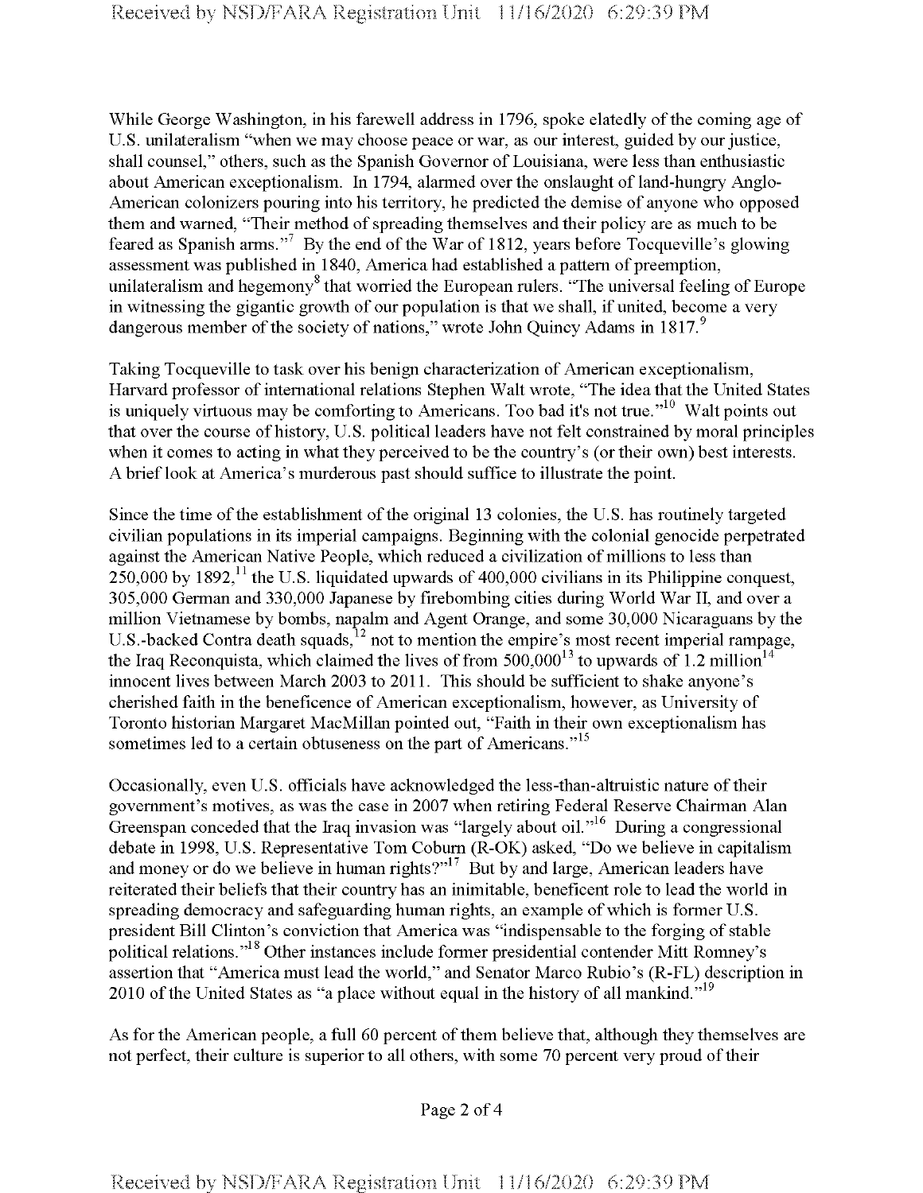While George Washington, in his farewell address in 1796, spoke elatedly of the coming age of U.S. unilateralism "when we may choose peace or war, as our interest, guided by our justice, shall counsel," others, such as the Spanish Governor of Louisiana, were less than enthusiastic about American exceptionalism. In 1794, alarmed over the onslaught of land-hungry Anglo-American colonizers pouring into his territory, he predicted the demise of anyone who opposed them and warned, "Their method of spreading themselves and their policy are as much to be feared as Spanish arms."[7] By the end of the War of 1812, years before Tocqueville's glowing assessment was published in 1840, America had established a pattern of preemption, unilateralism and hegemony[8] that worried the European rulers. "The universal feeling of Europe in witnessing the gigantic growth of our population is that we shall, if united, become a very dangerous member of the society of nations," wrote John Quincy Adams in 1817.[9]

Taking Tocqueville to task over his benign characterization of American exceptionalism, Harvard professor of international relations Stephen Walt wrote, "The idea that the United States is uniquely virtuous may be comforting to Americans. Too bad it's not true."[10] Walt points out that over the course of history, U.S. political leaders have not felt constrained by moral principles when it comes to acting in what they perceived to be the country's (or their own) best interests. A brief look at America's murderous past should suffice to illustrate the point.

Since the time of the establishment of the original 13 colonies, the U.S. has routinely targeted civilian populations in its imperial campaigns. Beginning with the colonial genocide perpetrated against the American Native People, which reduced a civilization of millions to less than 250,000 by 1892,[11] the U.S. liquidated upwards of 400,000 civilians in its Philippine conquest, 305,000 German and 330,000 Japanese by firebombing cities during World War II, and over a million Vietnamese by bombs, napalm and Agent Orange, and some 30,000 Nicaraguans by the U.S.-backed Contra death squads,[12] not to mention the empire's most recent imperial rampage, the Iraq Reconquista, which claimed the lives of from 500,000[13] to upwards of 1.2 million[14] innocent lives between March 2003 to 2011. This should be sufficient to shake anyone's cherished faith in the beneficence of American exceptionalism, however, as University of Toronto historian Margaret MacMillan pointed out, "Faith in their own exceptionalism has sometimes led to a certain obtuseness on the part of Americans."[15]

Occasionally, even U.S. officials have acknowledged the less-than-altruistic nature of their government's motives, as was the case in 2007 when retiring Federal Reserve Chairman Alan Greenspan conceded that the Iraq invasion was "largely about oil."[16] During a congressional debate in 1998, U.S. Representative Tom Coburn (R-OK) asked, "Do we believe in capitalism and money or do we believe in human rights?"[17] But by and large, American leaders have reiterated their beliefs that their country has an inimitable, beneficent role to lead the world in spreading democracy and safeguarding human rights, an example of which is former U.S. president Bill Clinton's conviction that America was "indispensable to the forging of stable political relations."[18] Other instances include former presidential contender Mitt Romney's assertion that "America must lead the world," and Senator Marco Rubio's (R-FL) description in 2010 of the United States as "a place without equal in the history of all mankind."[19]

As for the American people, a full 60 percent of them believe that, although they themselves are not perfect, their culture is superior to all others, with some 70 percent very proud of their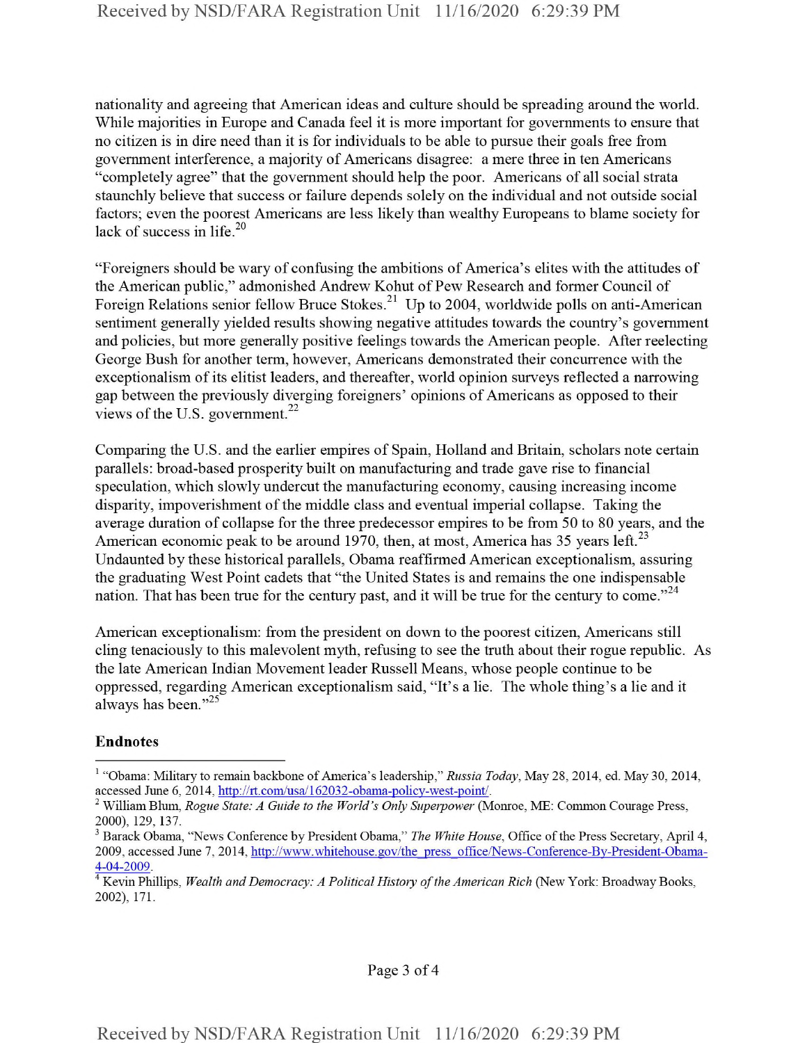nationality and agreeing that American ideas and culture should be spreading around the world. While majorities in Europe and Canada feel it is more important for governments to ensure that no citizen is in dire need than it is for individuals to be able to pursue their goals free from government interference, a majority of Americans disagree: a mere three in ten Americans "completely agree" that the government should help the poor. Americans of all social strata staunchly believe that success or failure depends solely on the individual and not outside social factors; even the poorest Americans are less likely than wealthy Europeans to blame society for lack of success in life.[20]

"Foreigners should be wary of confusing the ambitions of America's elites with the attitudes of the American public," admonished Andrew Kohut of Pew Research and former Council of Foreign Relations senior fellow Bruce Stokes.[21] Up to 2004, worldwide polls on anti-American sentiment generally yielded results showing negative attitudes towards the country's government and policies, but more generally positive feelings towards the American people. After reelecting George Bush for another term, however, Americans demonstrated their concurrence with the exceptionalism of its elitist leaders, and thereafter, world opinion surveys reflected a narrowing gap between the previously diverging foreigners' opinions of Americans as opposed to their views of the U.S. government.[22]

Comparing the U.S. and the earlier empires of Spain, Holland and Britain, scholars note certain parallels: broad-based prosperity built on manufacturing and trade gave rise to financial speculation, which slowly undercut the manufacturing economy, causing increasing income disparity, impoverishment of the middle class and eventual imperial collapse. Taking the average duration of collapse for the three predecessor empires to be from 50 to 80 years, and the American economic peak to be around 1970, then, at most, America has 35 years left.[23] Undaunted by these historical parallels, Obama reaffirmed American exceptionalism, assuring the graduating West Point cadets that "the United States is and remains the one indispensable nation. That has been true for the century past, and it will be true for the century to come."[24]

American exceptionalism: from the president on down to the poorest citizen, Americans still cling tenaciously to this malevolent myth, refusing to see the truth about their rogue republic. As the late American Indian Movement leader Russell Means, whose people continue to be oppressed, regarding American exceptionalism said, "It's a lie. The whole thing's a lie and it always has been."[25]

## Endnotes

[1] "Obama: Military to remain backbone of America's leadership," *Russia Today*, May 28, 2014, ed. May 30, 2014, accessed June 6, 2014, http://rt.com/usa/162032-obama-policy-west-point/.

[2] William Blum, *Rogue State: A Guide to the World's Only Superpower* (Monroe, ME: Common Courage Press, 2000), 129, 137.

[3] Barack Obama, "News Conference by President Obama," *The White House*, Office of the Press Secretary, April 4, 2009, accessed June 7, 2014, http://www.whitehouse.gov/the_press_office/News-Conference-By-President-Obama-4-04-2009.

[4] Kevin Phillips, *Wealth and Democracy: A Political History of the American Rich* (New York: Broadway Books, 2002), 171.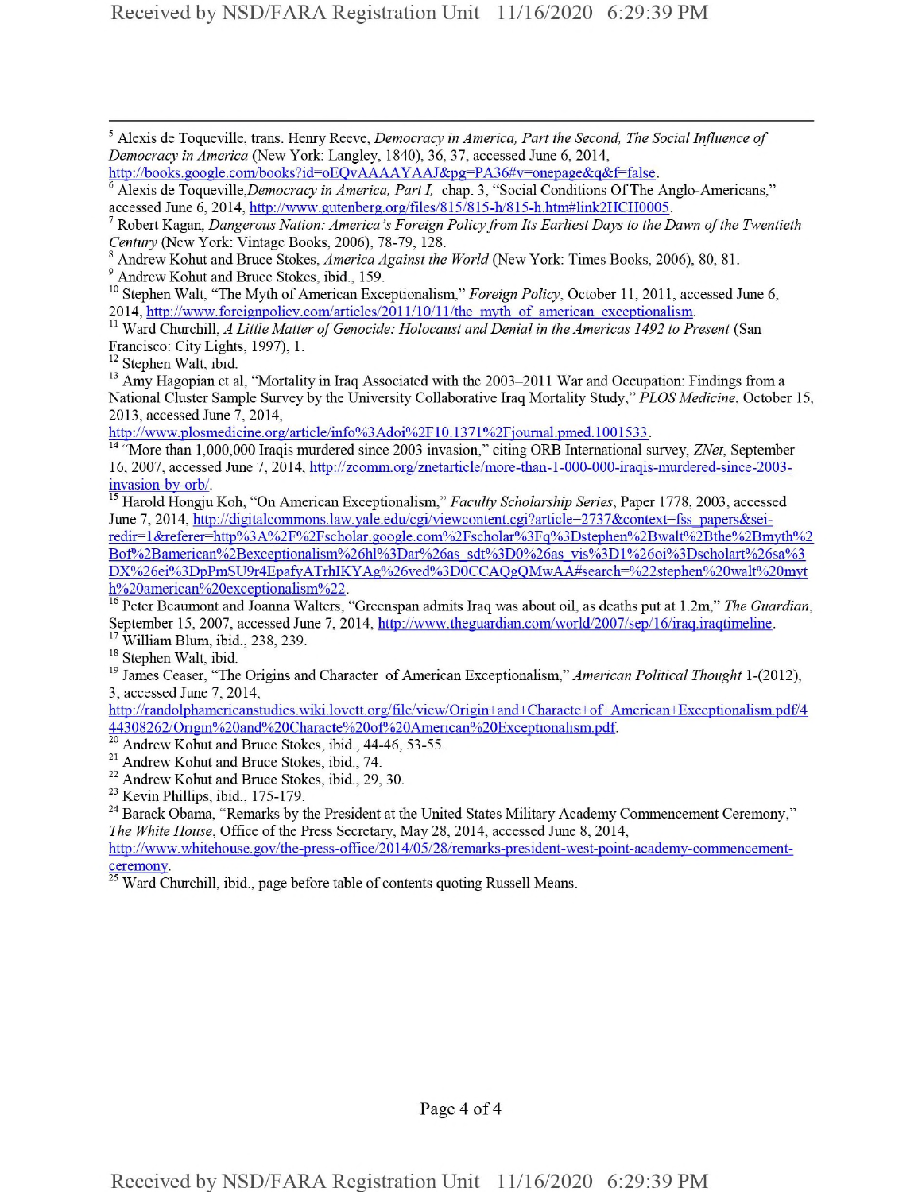[5] Alexis de Toqueville, trans. Henry Reeve, *Democracy in America, Part the Second, The Social Influence of Democracy in America* (New York: Langley, 1840), 36, 37, accessed June 6, 2014, http://books.google.com/books?id=oEQvAAAAYAAJ&pg=PA36#v=onepage&q&f=false.

[6] Alexis de Toqueville,*Democracy in America, Part I,* chap. 3, "Social Conditions Of The Anglo-Americans," accessed June 6, 2014, http://www.gutenberg.org/files/815/815-h/815-h.htm#link2HCH0005.

[7] Robert Kagan, *Dangerous Nation: America's Foreign Policy from Its Earliest Days to the Dawn of the Twentieth Century* (New York: Vintage Books, 2006), 78-79, 128.

[8] Andrew Kohut and Bruce Stokes, *America Against the World* (New York: Times Books, 2006), 80, 81.

[9] Andrew Kohut and Bruce Stokes, ibid., 159.

[10] Stephen Walt, "The Myth of American Exceptionalism," *Foreign Policy*, October 11, 2011, accessed June 6, 2014, http://www.foreignpolicy.com/articles/2011/10/11/the_myth_of_american_exceptionalism.

[11] Ward Churchill, *A Little Matter of Genocide: Holocaust and Denial in the Americas 1492 to Present* (San Francisco: City Lights, 1997), 1.

[12] Stephen Walt, ibid.

[13] Amy Hagopian et al, "Mortality in Iraq Associated with the 2003–2011 War and Occupation: Findings from a National Cluster Sample Survey by the University Collaborative Iraq Mortality Study," *PLOS Medicine*, October 15, 2013, accessed June 7, 2014, http://www.plosmedicine.org/article/info%3Adoi%2F10.1371%2Fjournal.pmed.1001533.

[14] "More than 1,000,000 Iraqis murdered since 2003 invasion," citing ORB International survey, *ZNet*, September 16, 2007, accessed June 7, 2014, http://zcomm.org/znetarticle/more-than-1-000-000-iraqis-murdered-since-2003-invasion-by-orb/.

[15] Harold Hongju Koh, "On American Exceptionalism," *Faculty Scholarship Series*, Paper 1778, 2003, accessed June 7, 2014, http://digitalcommons.law.yale.edu/cgi/viewcontent.cgi?article=2737&context=fss_papers&sei-redir=1&referer=http%3A%2F%2Fscholar.google.com%2Fscholar%3Fq%3Dstephen%2Bwalt%2Bthe%2Bmyth%2Bof%2Bamerican%2Bexceptionalism%26hl%3Dar%26as_sdt%3D0%26as_vis%3D1%26oi%3Dscholart%26sa%3DX%26ei%3DpPmSU9r4EpafyATrhIKYAg%26ved%3D0CCAQgQMwAA#search=%22stephen%20walt%20myth%20american%20exceptionalism%22.

[16] Peter Beaumont and Joanna Walters, "Greenspan admits Iraq was about oil, as deaths put at 1.2m," *The Guardian*, September 15, 2007, accessed June 7, 2014, http://www.theguardian.com/world/2007/sep/16/iraq.iraqtimeline.

[17] William Blum, ibid., 238, 239.

[18] Stephen Walt, ibid.

[19] James Ceaser, "The Origins and Character of American Exceptionalism," *American Political Thought* 1-(2012), 3, accessed June 7, 2014, http://randolphamericanstudies.wiki.lovett.org/file/view/Origin+and+Characte+of+American+Exceptionalism.pdf/444308262/Origin%20and%20Characte%20of%20American%20Exceptionalism.pdf.

[20] Andrew Kohut and Bruce Stokes, ibid., 44-46, 53-55.

[21] Andrew Kohut and Bruce Stokes, ibid., 74.

[22] Andrew Kohut and Bruce Stokes, ibid., 29, 30.

[23] Kevin Phillips, ibid., 175-179.

[24] Barack Obama, "Remarks by the President at the United States Military Academy Commencement Ceremony," *The White House*, Office of the Press Secretary, May 28, 2014, accessed June 8, 2014, http://www.whitehouse.gov/the-press-office/2014/05/28/remarks-president-west-point-academy-commencement-ceremony.

[25] Ward Churchill, ibid., page before table of contents quoting Russell Means.